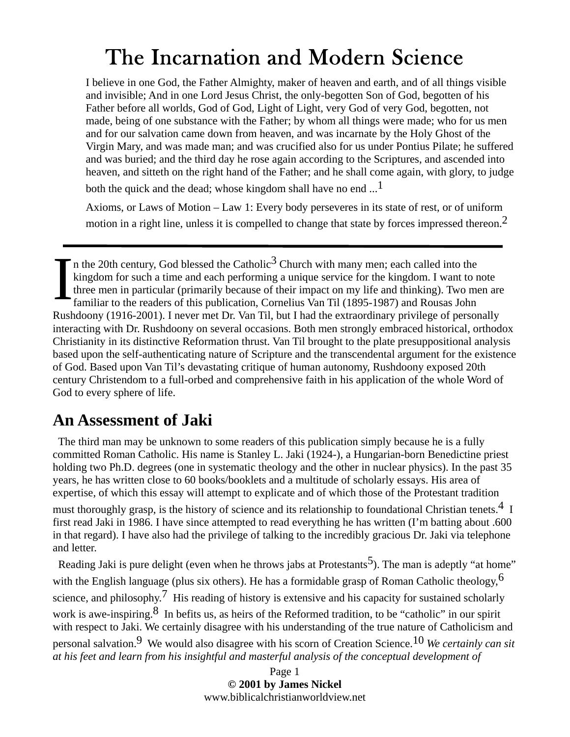# The Incarnation and Modern Science

> I believe in one God, the Father Almighty, maker of heaven and earth, and of all things visible and invisible; And in one Lord Jesus Christ, the only-begotten Son of God, begotten of his Father before all worlds, God of God, Light of Light, very God of very God, begotten, not made, being of one substance with the Father; by whom all things were made; who for us men and for our salvation came down from heaven, and was incarnate by the Holy Ghost of the Virgin Mary, and was made man; and was crucified also for us under Pontius Pilate; he suffered and was buried; and the third day he rose again according to the Scriptures, and ascended into heaven, and sitteth on the right hand of the Father; and he shall come again, with glory, to judge both the quick and the dead; whose kingdom shall have no end ...[1]
>
> Axioms, or Laws of Motion – Law 1: Every body perseveres in its state of rest, or of uniform motion in a right line, unless it is compelled to change that state by forces impressed thereon.[2]

---

In the 20th century, God blessed the Catholic[3] Church with many men; each called into the kingdom for such a time and each performing a unique service for the kingdom. I want to note three men in particular (primarily because of their impact on my life and thinking). Two men are familiar to the readers of this publication, Cornelius Van Til (1895-1987) and Rousas John Rushdoony (1916-2001). I never met Dr. Van Til, but I had the extraordinary privilege of personally interacting with Dr. Rushdoony on several occasions. Both men strongly embraced historical, orthodox Christianity in its distinctive Reformation thrust. Van Til brought to the plate presuppositional analysis based upon the self-authenticating nature of Scripture and the transcendental argument for the existence of God. Based upon Van Til's devastating critique of human autonomy, Rushdoony exposed 20th century Christendom to a full-orbed and comprehensive faith in his application of the whole Word of God to every sphere of life.

## An Assessment of Jaki

The third man may be unknown to some readers of this publication simply because he is a fully committed Roman Catholic. His name is Stanley L. Jaki (1924-), a Hungarian-born Benedictine priest holding two Ph.D. degrees (one in systematic theology and the other in nuclear physics). In the past 35 years, he has written close to 60 books/booklets and a multitude of scholarly essays. His area of expertise, of which this essay will attempt to explicate and of which those of the Protestant tradition must thoroughly grasp, is the history of science and its relationship to foundational Christian tenets.[4] I first read Jaki in 1986. I have since attempted to read everything he has written (I'm batting about .600 in that regard). I have also had the privilege of talking to the incredibly gracious Dr. Jaki via telephone and letter.

Reading Jaki is pure delight (even when he throws jabs at Protestants[5]). The man is adeptly "at home" with the English language (plus six others). He has a formidable grasp of Roman Catholic theology,[6] science, and philosophy.[7] His reading of history is extensive and his capacity for sustained scholarly work is awe-inspiring.[8] In befits us, as heirs of the Reformed tradition, to be "catholic" in our spirit with respect to Jaki. We certainly disagree with his understanding of the true nature of Catholicism and personal salvation.[9] We would also disagree with his scorn of Creation Science.[10] *We certainly can sit at his feet and learn from his insightful and masterful analysis of the conceptual development of*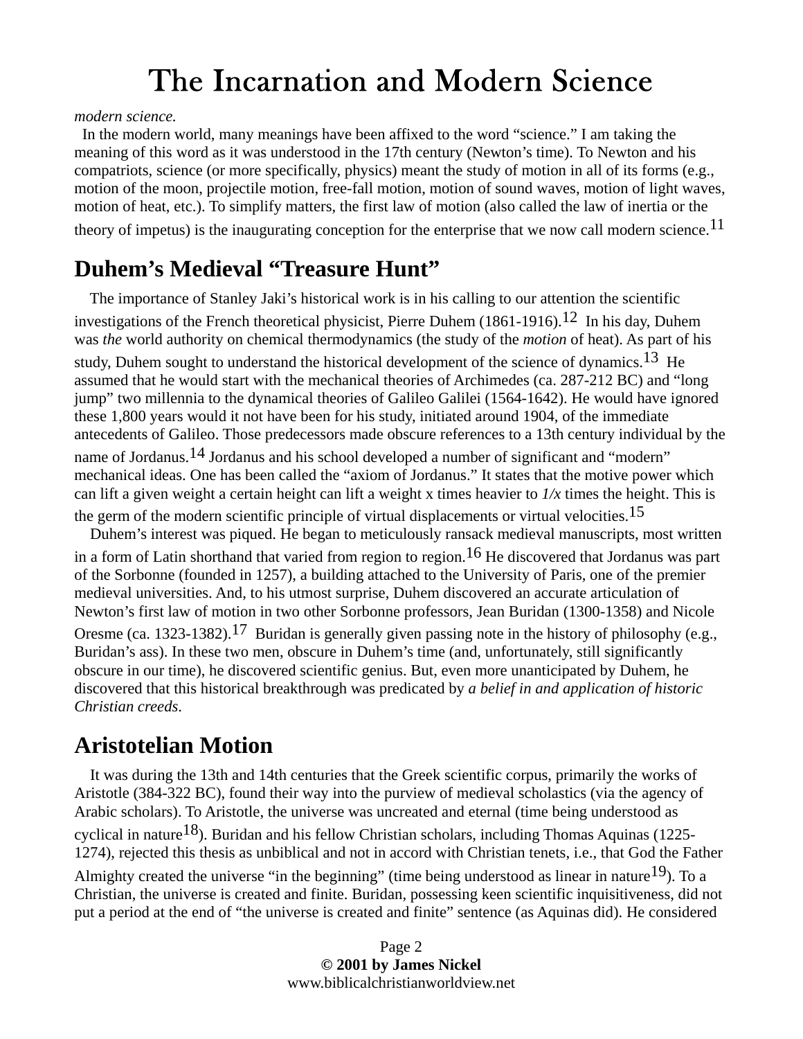*modern science.*

In the modern world, many meanings have been affixed to the word "science." I am taking the meaning of this word as it was understood in the 17th century (Newton's time). To Newton and his compatriots, science (or more specifically, physics) meant the study of motion in all of its forms (e.g., motion of the moon, projectile motion, free-fall motion, motion of sound waves, motion of light waves, motion of heat, etc.). To simplify matters, the first law of motion (also called the law of inertia or the theory of impetus) is the inaugurating conception for the enterprise that we now call modern science.[11]

## Duhem's Medieval "Treasure Hunt"

The importance of Stanley Jaki's historical work is in his calling to our attention the scientific investigations of the French theoretical physicist, Pierre Duhem (1861-1916).[12] In his day, Duhem was *the* world authority on chemical thermodynamics (the study of the *motion* of heat). As part of his study, Duhem sought to understand the historical development of the science of dynamics.[13] He assumed that he would start with the mechanical theories of Archimedes (ca. 287-212 BC) and "long jump" two millennia to the dynamical theories of Galileo Galilei (1564-1642). He would have ignored these 1,800 years would it not have been for his study, initiated around 1904, of the immediate antecedents of Galileo. Those predecessors made obscure references to a 13th century individual by the name of Jordanus.[14] Jordanus and his school developed a number of significant and "modern" mechanical ideas. One has been called the "axiom of Jordanus." It states that the motive power which can lift a given weight a certain height can lift a weight x times heavier to *1/x* times the height. This is the germ of the modern scientific principle of virtual displacements or virtual velocities.[15]

Duhem's interest was piqued. He began to meticulously ransack medieval manuscripts, most written in a form of Latin shorthand that varied from region to region.[16] He discovered that Jordanus was part of the Sorbonne (founded in 1257), a building attached to the University of Paris, one of the premier medieval universities. And, to his utmost surprise, Duhem discovered an accurate articulation of Newton's first law of motion in two other Sorbonne professors, Jean Buridan (1300-1358) and Nicole Oresme (ca. 1323-1382).[17] Buridan is generally given passing note in the history of philosophy (e.g., Buridan's ass). In these two men, obscure in Duhem's time (and, unfortunately, still significantly obscure in our time), he discovered scientific genius. But, even more unanticipated by Duhem, he discovered that this historical breakthrough was predicated by *a belief in and application of historic Christian creeds*.

## Aristotelian Motion

It was during the 13th and 14th centuries that the Greek scientific corpus, primarily the works of Aristotle (384-322 BC), found their way into the purview of medieval scholastics (via the agency of Arabic scholars). To Aristotle, the universe was uncreated and eternal (time being understood as cyclical in nature[18]). Buridan and his fellow Christian scholars, including Thomas Aquinas (1225-1274), rejected this thesis as unbiblical and not in accord with Christian tenets, i.e., that God the Father Almighty created the universe "in the beginning" (time being understood as linear in nature[19]). To a Christian, the universe is created and finite. Buridan, possessing keen scientific inquisitiveness, did not put a period at the end of "the universe is created and finite" sentence (as Aquinas did). He considered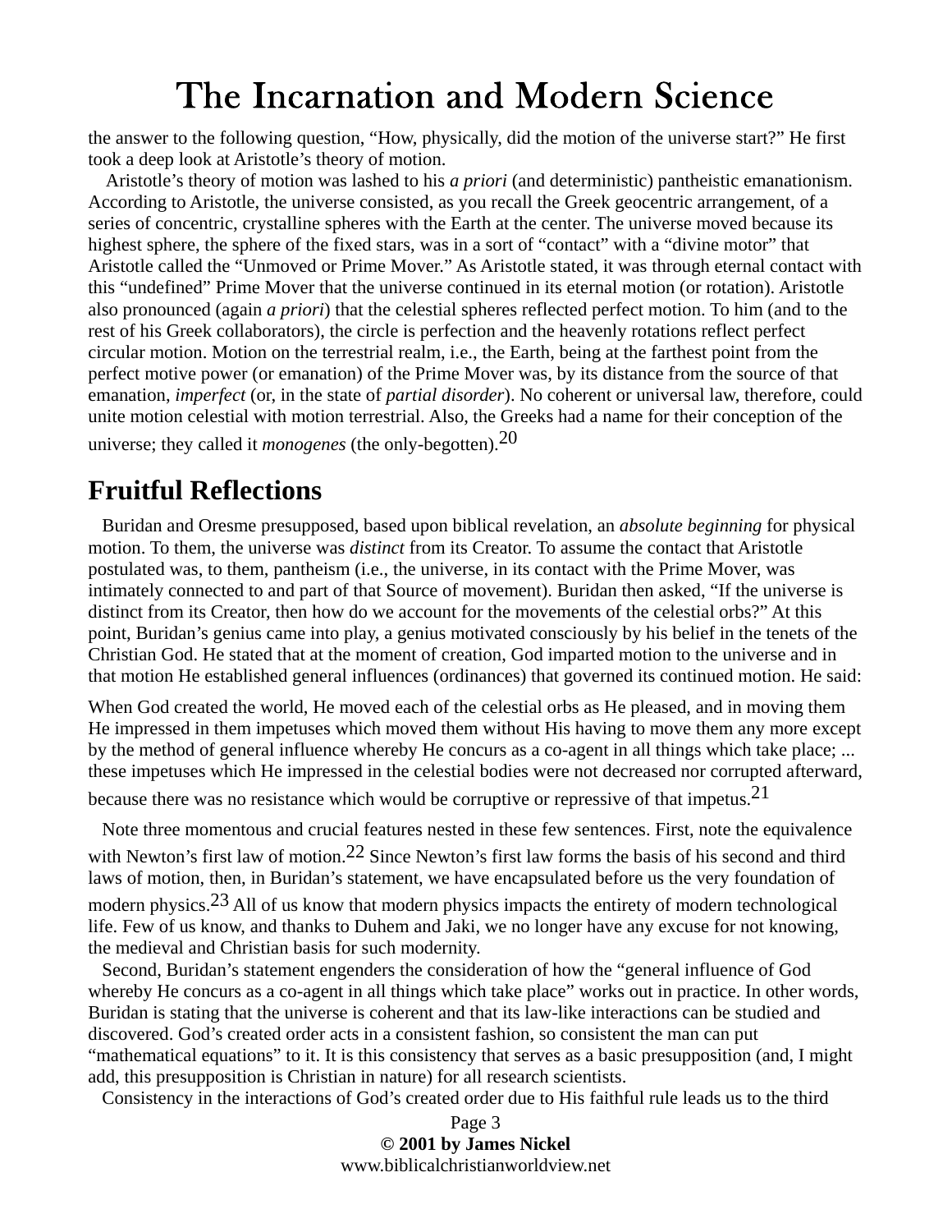the answer to the following question, "How, physically, did the motion of the universe start?" He first took a deep look at Aristotle's theory of motion.

Aristotle's theory of motion was lashed to his *a priori* (and deterministic) pantheistic emanationism. According to Aristotle, the universe consisted, as you recall the Greek geocentric arrangement, of a series of concentric, crystalline spheres with the Earth at the center. The universe moved because its highest sphere, the sphere of the fixed stars, was in a sort of "contact" with a "divine motor" that Aristotle called the "Unmoved or Prime Mover." As Aristotle stated, it was through eternal contact with this "undefined" Prime Mover that the universe continued in its eternal motion (or rotation). Aristotle also pronounced (again *a priori*) that the celestial spheres reflected perfect motion. To him (and to the rest of his Greek collaborators), the circle is perfection and the heavenly rotations reflect perfect circular motion. Motion on the terrestrial realm, i.e., the Earth, being at the farthest point from the perfect motive power (or emanation) of the Prime Mover was, by its distance from the source of that emanation, *imperfect* (or, in the state of *partial disorder*). No coherent or universal law, therefore, could unite motion celestial with motion terrestrial. Also, the Greeks had a name for their conception of the universe; they called it *monogenes* (the only-begotten).[20]

## Fruitful Reflections

Buridan and Oresme presupposed, based upon biblical revelation, an *absolute beginning* for physical motion. To them, the universe was *distinct* from its Creator. To assume the contact that Aristotle postulated was, to them, pantheism (i.e., the universe, in its contact with the Prime Mover, was intimately connected to and part of that Source of movement). Buridan then asked, "If the universe is distinct from its Creator, then how do we account for the movements of the celestial orbs?" At this point, Buridan's genius came into play, a genius motivated consciously by his belief in the tenets of the Christian God. He stated that at the moment of creation, God imparted motion to the universe and in that motion He established general influences (ordinances) that governed its continued motion. He said:

> When God created the world, He moved each of the celestial orbs as He pleased, and in moving them He impressed in them impetuses which moved them without His having to move them any more except by the method of general influence whereby He concurs as a co-agent in all things which take place; ... these impetuses which He impressed in the celestial bodies were not decreased nor corrupted afterward, because there was no resistance which would be corruptive or repressive of that impetus.[21]

Note three momentous and crucial features nested in these few sentences. First, note the equivalence with Newton's first law of motion.[22] Since Newton's first law forms the basis of his second and third laws of motion, then, in Buridan's statement, we have encapsulated before us the very foundation of modern physics.[23] All of us know that modern physics impacts the entirety of modern technological life. Few of us know, and thanks to Duhem and Jaki, we no longer have any excuse for not knowing, the medieval and Christian basis for such modernity.

Second, Buridan's statement engenders the consideration of how the "general influence of God whereby He concurs as a co-agent in all things which take place" works out in practice. In other words, Buridan is stating that the universe is coherent and that its law-like interactions can be studied and discovered. God's created order acts in a consistent fashion, so consistent the man can put "mathematical equations" to it. It is this consistency that serves as a basic presupposition (and, I might add, this presupposition is Christian in nature) for all research scientists.

Consistency in the interactions of God's created order due to His faithful rule leads us to the third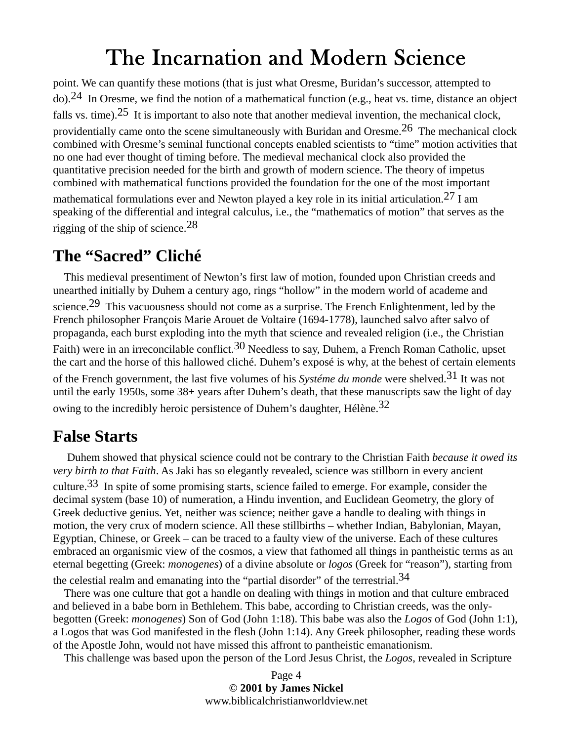point. We can quantify these motions (that is just what Oresme, Buridan's successor, attempted to do).[24] In Oresme, we find the notion of a mathematical function (e.g., heat vs. time, distance an object falls vs. time).[25] It is important to also note that another medieval invention, the mechanical clock, providentially came onto the scene simultaneously with Buridan and Oresme.[26] The mechanical clock combined with Oresme's seminal functional concepts enabled scientists to "time" motion activities that no one had ever thought of timing before. The medieval mechanical clock also provided the quantitative precision needed for the birth and growth of modern science. The theory of impetus combined with mathematical functions provided the foundation for the one of the most important mathematical formulations ever and Newton played a key role in its initial articulation.[27] I am speaking of the differential and integral calculus, i.e., the "mathematics of motion" that serves as the rigging of the ship of science.[28]

## The "Sacred" Cliché

This medieval presentiment of Newton's first law of motion, founded upon Christian creeds and unearthed initially by Duhem a century ago, rings "hollow" in the modern world of academe and science.[29] This vacuousness should not come as a surprise. The French Enlightenment, led by the French philosopher François Marie Arouet de Voltaire (1694-1778), launched salvo after salvo of propaganda, each burst exploding into the myth that science and revealed religion (i.e., the Christian Faith) were in an irreconcilable conflict.[30] Needless to say, Duhem, a French Roman Catholic, upset the cart and the horse of this hallowed cliché. Duhem's exposé is why, at the behest of certain elements of the French government, the last five volumes of his *Systéme du monde* were shelved.[31] It was not until the early 1950s, some 38+ years after Duhem's death, that these manuscripts saw the light of day owing to the incredibly heroic persistence of Duhem's daughter, Hélène.[32]

## False Starts

Duhem showed that physical science could not be contrary to the Christian Faith *because it owed its very birth to that Faith*. As Jaki has so elegantly revealed, science was stillborn in every ancient culture.[33] In spite of some promising starts, science failed to emerge. For example, consider the decimal system (base 10) of numeration, a Hindu invention, and Euclidean Geometry, the glory of Greek deductive genius. Yet, neither was science; neither gave a handle to dealing with things in motion, the very crux of modern science. All these stillbirths – whether Indian, Babylonian, Mayan, Egyptian, Chinese, or Greek – can be traced to a faulty view of the universe. Each of these cultures embraced an organismic view of the cosmos, a view that fathomed all things in pantheistic terms as an eternal begetting (Greek: *monogenes*) of a divine absolute or *logos* (Greek for "reason"), starting from the celestial realm and emanating into the "partial disorder" of the terrestrial.[34]

There was one culture that got a handle on dealing with things in motion and that culture embraced and believed in a babe born in Bethlehem. This babe, according to Christian creeds, was the only-begotten (Greek: *monogenes*) Son of God (John 1:18). This babe was also the *Logos* of God (John 1:1), a Logos that was God manifested in the flesh (John 1:14). Any Greek philosopher, reading these words of the Apostle John, would not have missed this affront to pantheistic emanationism.

This challenge was based upon the person of the Lord Jesus Christ, the *Logos*, revealed in Scripture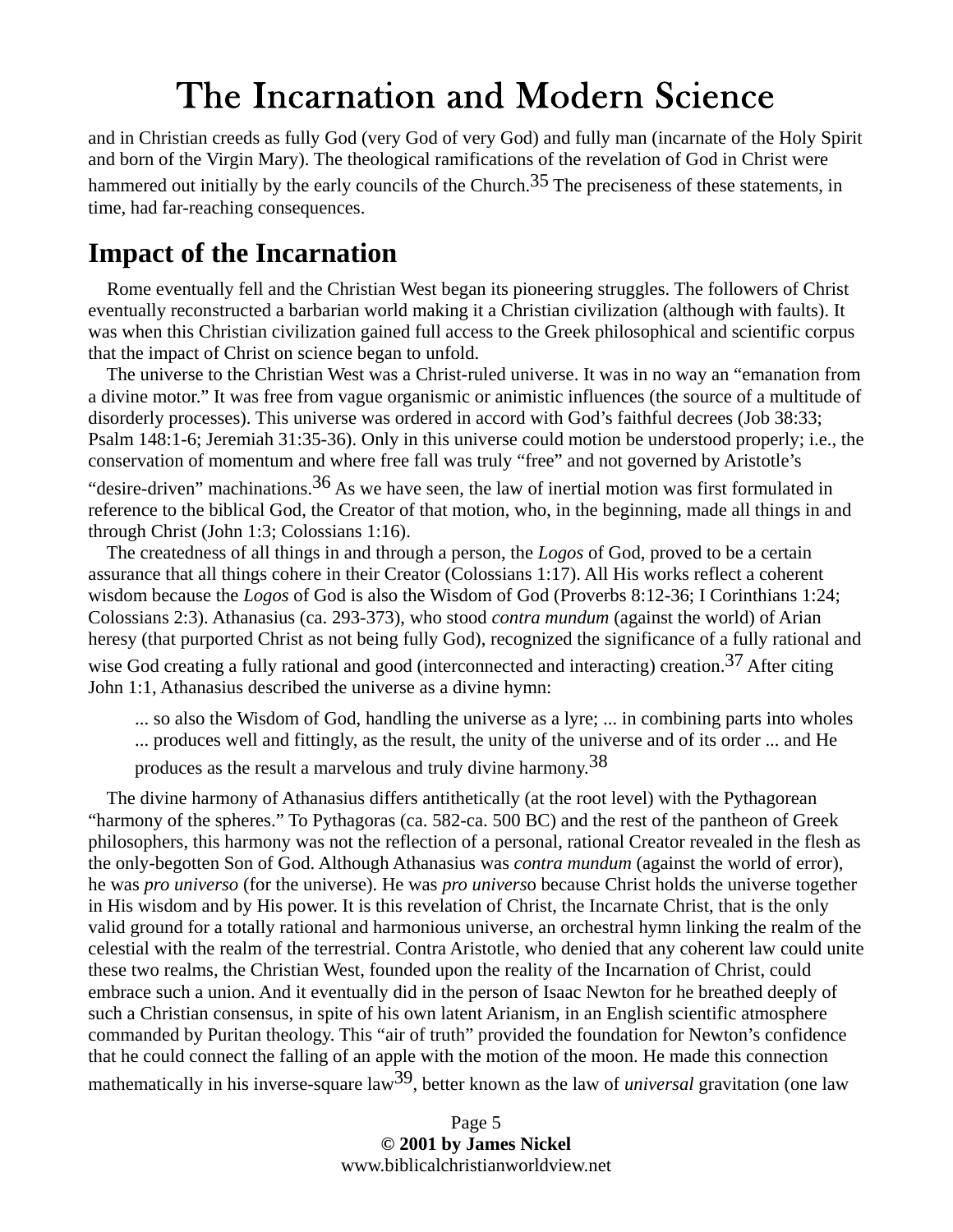and in Christian creeds as fully God (very God of very God) and fully man (incarnate of the Holy Spirit and born of the Virgin Mary). The theological ramifications of the revelation of God in Christ were hammered out initially by the early councils of the Church.[35] The preciseness of these statements, in time, had far-reaching consequences.

## Impact of the Incarnation

Rome eventually fell and the Christian West began its pioneering struggles. The followers of Christ eventually reconstructed a barbarian world making it a Christian civilization (although with faults). It was when this Christian civilization gained full access to the Greek philosophical and scientific corpus that the impact of Christ on science began to unfold.

The universe to the Christian West was a Christ-ruled universe. It was in no way an "emanation from a divine motor." It was free from vague organismic or animistic influences (the source of a multitude of disorderly processes). This universe was ordered in accord with God's faithful decrees (Job 38:33; Psalm 148:1-6; Jeremiah 31:35-36). Only in this universe could motion be understood properly; i.e., the conservation of momentum and where free fall was truly "free" and not governed by Aristotle's "desire-driven" machinations.[36] As we have seen, the law of inertial motion was first formulated in reference to the biblical God, the Creator of that motion, who, in the beginning, made all things in and through Christ (John 1:3; Colossians 1:16).

The createdness of all things in and through a person, the *Logos* of God, proved to be a certain assurance that all things cohere in their Creator (Colossians 1:17). All His works reflect a coherent wisdom because the *Logos* of God is also the Wisdom of God (Proverbs 8:12-36; I Corinthians 1:24; Colossians 2:3). Athanasius (ca. 293-373), who stood *contra mundum* (against the world) of Arian heresy (that purported Christ as not being fully God), recognized the significance of a fully rational and wise God creating a fully rational and good (interconnected and interacting) creation.[37] After citing John 1:1, Athanasius described the universe as a divine hymn:

> ... so also the Wisdom of God, handling the universe as a lyre; ... in combining parts into wholes ... produces well and fittingly, as the result, the unity of the universe and of its order ... and He produces as the result a marvelous and truly divine harmony.[38]

The divine harmony of Athanasius differs antithetically (at the root level) with the Pythagorean "harmony of the spheres." To Pythagoras (ca. 582-ca. 500 BC) and the rest of the pantheon of Greek philosophers, this harmony was not the reflection of a personal, rational Creator revealed in the flesh as the only-begotten Son of God. Although Athanasius was *contra mundum* (against the world of error), he was *pro universo* (for the universe). He was *pro universo* because Christ holds the universe together in His wisdom and by His power. It is this revelation of Christ, the Incarnate Christ, that is the only valid ground for a totally rational and harmonious universe, an orchestral hymn linking the realm of the celestial with the realm of the terrestrial. Contra Aristotle, who denied that any coherent law could unite these two realms, the Christian West, founded upon the reality of the Incarnation of Christ, could embrace such a union. And it eventually did in the person of Isaac Newton for he breathed deeply of such a Christian consensus, in spite of his own latent Arianism, in an English scientific atmosphere commanded by Puritan theology. This "air of truth" provided the foundation for Newton's confidence that he could connect the falling of an apple with the motion of the moon. He made this connection mathematically in his inverse-square law[39], better known as the law of *universal* gravitation (one law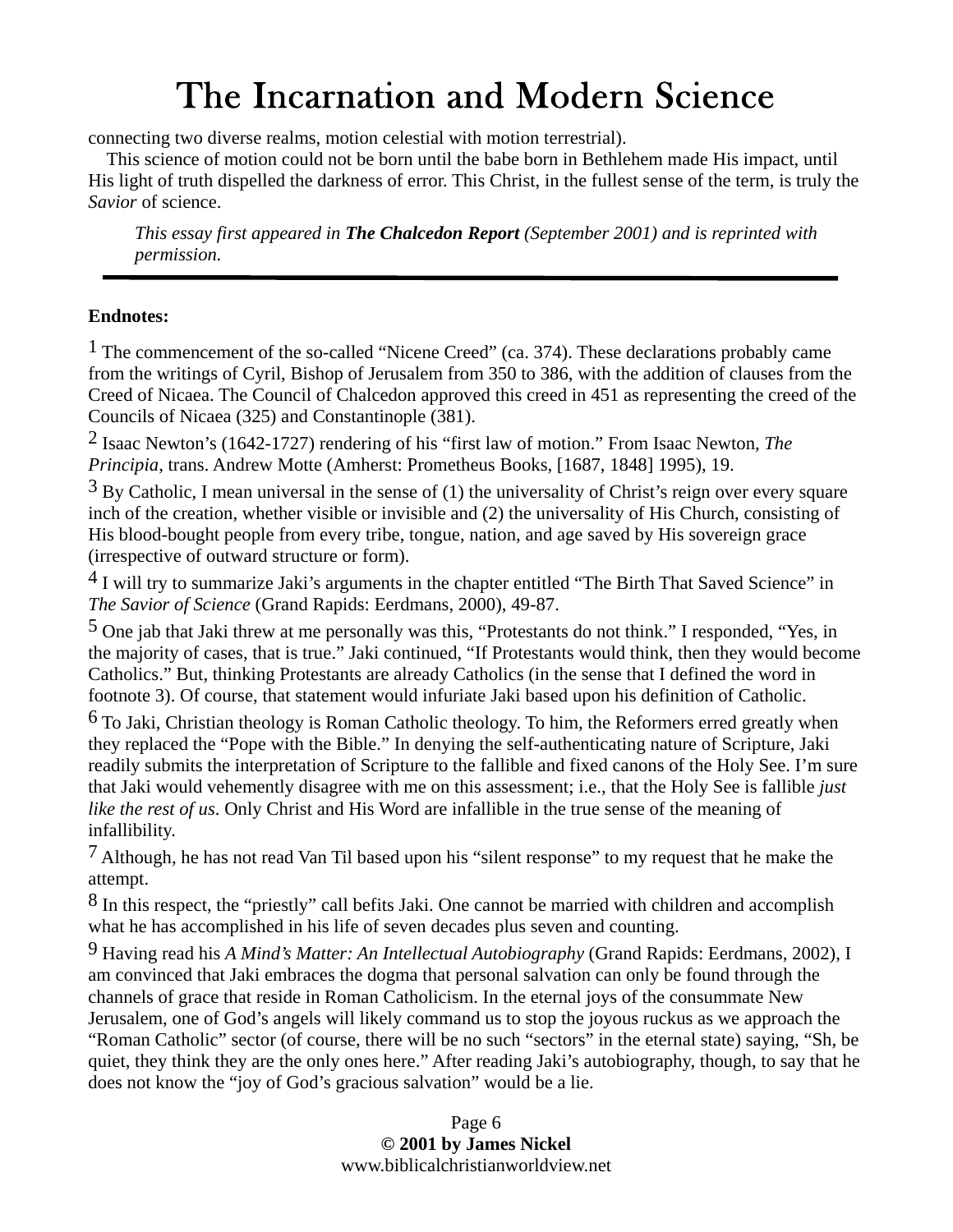connecting two diverse realms, motion celestial with motion terrestrial).

This science of motion could not be born until the babe born in Bethlehem made His impact, until His light of truth dispelled the darkness of error. This Christ, in the fullest sense of the term, is truly the *Savior* of science.

> *This essay first appeared in **The Chalcedon Report** (September 2001) and is reprinted with permission.*

---

**Endnotes:**

1 The commencement of the so-called "Nicene Creed" (ca. 374). These declarations probably came from the writings of Cyril, Bishop of Jerusalem from 350 to 386, with the addition of clauses from the Creed of Nicaea. The Council of Chalcedon approved this creed in 451 as representing the creed of the Councils of Nicaea (325) and Constantinople (381).

2 Isaac Newton's (1642-1727) rendering of his "first law of motion." From Isaac Newton, *The Principia*, trans. Andrew Motte (Amherst: Prometheus Books, [1687, 1848] 1995), 19.

3 By Catholic, I mean universal in the sense of (1) the universality of Christ's reign over every square inch of the creation, whether visible or invisible and (2) the universality of His Church, consisting of His blood-bought people from every tribe, tongue, nation, and age saved by His sovereign grace (irrespective of outward structure or form).

4 I will try to summarize Jaki's arguments in the chapter entitled "The Birth That Saved Science" in *The Savior of Science* (Grand Rapids: Eerdmans, 2000), 49-87.

5 One jab that Jaki threw at me personally was this, "Protestants do not think." I responded, "Yes, in the majority of cases, that is true." Jaki continued, "If Protestants would think, then they would become Catholics." But, thinking Protestants are already Catholics (in the sense that I defined the word in footnote 3). Of course, that statement would infuriate Jaki based upon his definition of Catholic.

6 To Jaki, Christian theology is Roman Catholic theology. To him, the Reformers erred greatly when they replaced the "Pope with the Bible." In denying the self-authenticating nature of Scripture, Jaki readily submits the interpretation of Scripture to the fallible and fixed canons of the Holy See. I'm sure that Jaki would vehemently disagree with me on this assessment; i.e., that the Holy See is fallible *just like the rest of us*. Only Christ and His Word are infallible in the true sense of the meaning of infallibility.

7 Although, he has not read Van Til based upon his "silent response" to my request that he make the attempt.

8 In this respect, the "priestly" call befits Jaki. One cannot be married with children and accomplish what he has accomplished in his life of seven decades plus seven and counting.

9 Having read his *A Mind's Matter: An Intellectual Autobiography* (Grand Rapids: Eerdmans, 2002), I am convinced that Jaki embraces the dogma that personal salvation can only be found through the channels of grace that reside in Roman Catholicism. In the eternal joys of the consummate New Jerusalem, one of God's angels will likely command us to stop the joyous ruckus as we approach the "Roman Catholic" sector (of course, there will be no such "sectors" in the eternal state) saying, "Sh, be quiet, they think they are the only ones here." After reading Jaki's autobiography, though, to say that he does not know the "joy of God's gracious salvation" would be a lie.

**© 2001 by James Nickel**
www.biblicalchristianworldview.net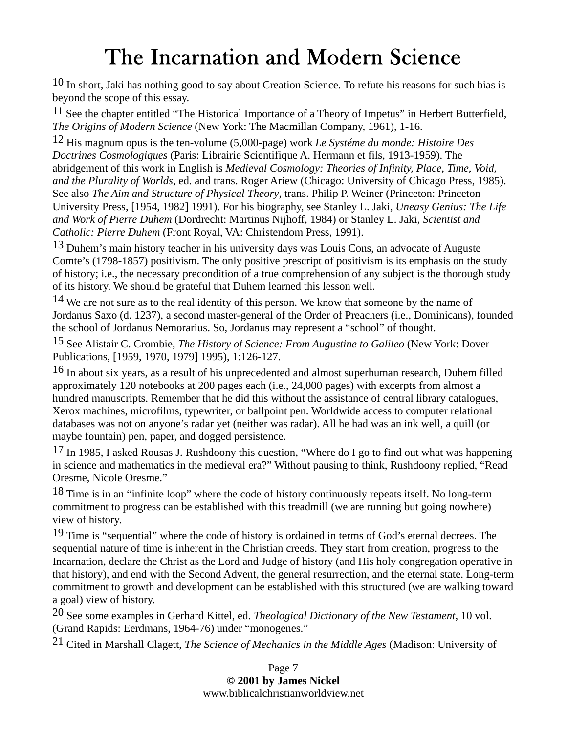[10] In short, Jaki has nothing good to say about Creation Science. To refute his reasons for such bias is beyond the scope of this essay.

[11] See the chapter entitled "The Historical Importance of a Theory of Impetus" in Herbert Butterfield, *The Origins of Modern Science* (New York: The Macmillan Company, 1961), 1-16.

[12] His magnum opus is the ten-volume (5,000-page) work *Le Systéme du monde: Histoire Des Doctrines Cosmologiques* (Paris: Librairie Scientifique A. Hermann et fils, 1913-1959). The abridgement of this work in English is *Medieval Cosmology: Theories of Infinity, Place, Time, Void, and the Plurality of Worlds*, ed. and trans. Roger Ariew (Chicago: University of Chicago Press, 1985). See also *The Aim and Structure of Physical Theory*, trans. Philip P. Weiner (Princeton: Princeton University Press, [1954, 1982] 1991). For his biography, see Stanley L. Jaki, *Uneasy Genius: The Life and Work of Pierre Duhem* (Dordrecht: Martinus Nijhoff, 1984) or Stanley L. Jaki, *Scientist and Catholic: Pierre Duhem* (Front Royal, VA: Christendom Press, 1991).

[13] Duhem's main history teacher in his university days was Louis Cons, an advocate of Auguste Comte's (1798-1857) positivism. The only positive prescript of positivism is its emphasis on the study of history; i.e., the necessary precondition of a true comprehension of any subject is the thorough study of its history. We should be grateful that Duhem learned this lesson well.

[14] We are not sure as to the real identity of this person. We know that someone by the name of Jordanus Saxo (d. 1237), a second master-general of the Order of Preachers (i.e., Dominicans), founded the school of Jordanus Nemorarius. So, Jordanus may represent a "school" of thought.

[15] See Alistair C. Crombie, *The History of Science: From Augustine to Galileo* (New York: Dover Publications, [1959, 1970, 1979] 1995), 1:126-127.

[16] In about six years, as a result of his unprecedented and almost superhuman research, Duhem filled approximately 120 notebooks at 200 pages each (i.e., 24,000 pages) with excerpts from almost a hundred manuscripts. Remember that he did this without the assistance of central library catalogues, Xerox machines, microfilms, typewriter, or ballpoint pen. Worldwide access to computer relational databases was not on anyone's radar yet (neither was radar). All he had was an ink well, a quill (or maybe fountain) pen, paper, and dogged persistence.

[17] In 1985, I asked Rousas J. Rushdoony this question, "Where do I go to find out what was happening in science and mathematics in the medieval era?" Without pausing to think, Rushdoony replied, "Read Oresme, Nicole Oresme."

[18] Time is in an "infinite loop" where the code of history continuously repeats itself. No long-term commitment to progress can be established with this treadmill (we are running but going nowhere) view of history.

[19] Time is "sequential" where the code of history is ordained in terms of God's eternal decrees. The sequential nature of time is inherent in the Christian creeds. They start from creation, progress to the Incarnation, declare the Christ as the Lord and Judge of history (and His holy congregation operative in that history), and end with the Second Advent, the general resurrection, and the eternal state. Long-term commitment to growth and development can be established with this structured (we are walking toward a goal) view of history.

[20] See some examples in Gerhard Kittel, ed. *Theological Dictionary of the New Testament*, 10 vol. (Grand Rapids: Eerdmans, 1964-76) under "monogenes."

[21] Cited in Marshall Clagett, *The Science of Mechanics in the Middle Ages* (Madison: University of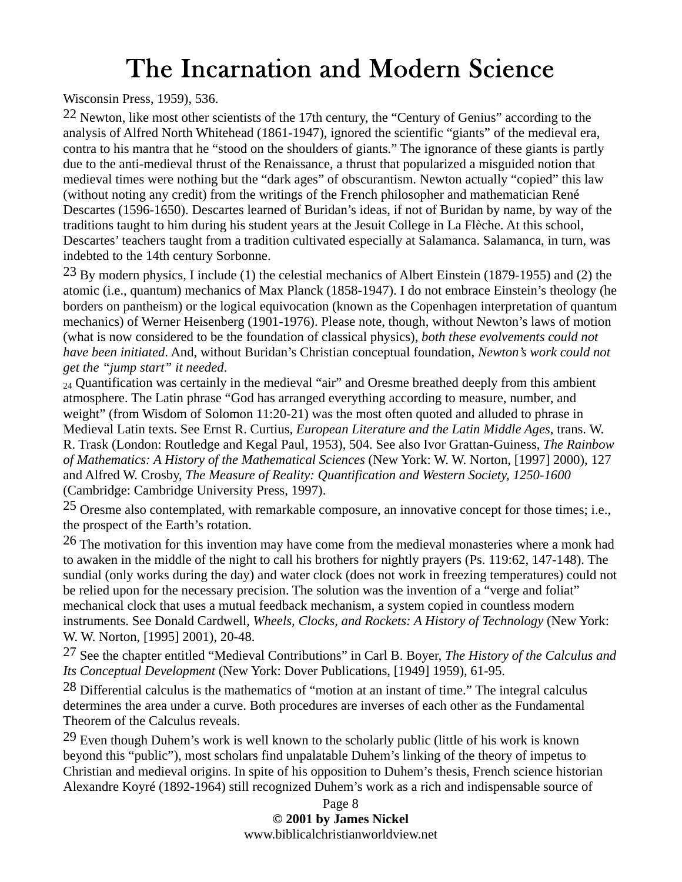Wisconsin Press, 1959), 536.

22 Newton, like most other scientists of the 17th century, the "Century of Genius" according to the analysis of Alfred North Whitehead (1861-1947), ignored the scientific "giants" of the medieval era, contra to his mantra that he "stood on the shoulders of giants." The ignorance of these giants is partly due to the anti-medieval thrust of the Renaissance, a thrust that popularized a misguided notion that medieval times were nothing but the "dark ages" of obscurantism. Newton actually "copied" this law (without noting any credit) from the writings of the French philosopher and mathematician René Descartes (1596-1650). Descartes learned of Buridan's ideas, if not of Buridan by name, by way of the traditions taught to him during his student years at the Jesuit College in La Flèche. At this school, Descartes' teachers taught from a tradition cultivated especially at Salamanca. Salamanca, in turn, was indebted to the 14th century Sorbonne.

23 By modern physics, I include (1) the celestial mechanics of Albert Einstein (1879-1955) and (2) the atomic (i.e., quantum) mechanics of Max Planck (1858-1947). I do not embrace Einstein's theology (he borders on pantheism) or the logical equivocation (known as the Copenhagen interpretation of quantum mechanics) of Werner Heisenberg (1901-1976). Please note, though, without Newton's laws of motion (what is now considered to be the foundation of classical physics), *both these evolvements could not have been initiated*. And, without Buridan's Christian conceptual foundation, *Newton's work could not get the "jump start" it needed*.

24 Quantification was certainly in the medieval "air" and Oresme breathed deeply from this ambient atmosphere. The Latin phrase "God has arranged everything according to measure, number, and weight" (from Wisdom of Solomon 11:20-21) was the most often quoted and alluded to phrase in Medieval Latin texts. See Ernst R. Curtius, *European Literature and the Latin Middle Ages*, trans. W. R. Trask (London: Routledge and Kegal Paul, 1953), 504. See also Ivor Grattan-Guiness, *The Rainbow of Mathematics: A History of the Mathematical Sciences* (New York: W. W. Norton, [1997] 2000), 127 and Alfred W. Crosby, *The Measure of Reality: Quantification and Western Society, 1250-1600* (Cambridge: Cambridge University Press, 1997).

25 Oresme also contemplated, with remarkable composure, an innovative concept for those times; i.e., the prospect of the Earth's rotation.

26 The motivation for this invention may have come from the medieval monasteries where a monk had to awaken in the middle of the night to call his brothers for nightly prayers (Ps. 119:62, 147-148). The sundial (only works during the day) and water clock (does not work in freezing temperatures) could not be relied upon for the necessary precision. The solution was the invention of a "verge and foliat" mechanical clock that uses a mutual feedback mechanism, a system copied in countless modern instruments. See Donald Cardwell, *Wheels, Clocks, and Rockets: A History of Technology* (New York: W. W. Norton, [1995] 2001), 20-48.

27 See the chapter entitled "Medieval Contributions" in Carl B. Boyer, *The History of the Calculus and Its Conceptual Development* (New York: Dover Publications, [1949] 1959), 61-95.

28 Differential calculus is the mathematics of "motion at an instant of time." The integral calculus determines the area under a curve. Both procedures are inverses of each other as the Fundamental Theorem of the Calculus reveals.

29 Even though Duhem's work is well known to the scholarly public (little of his work is known beyond this "public"), most scholars find unpalatable Duhem's linking of the theory of impetus to Christian and medieval origins. In spite of his opposition to Duhem's thesis, French science historian Alexandre Koyré (1892-1964) still recognized Duhem's work as a rich and indispensable source of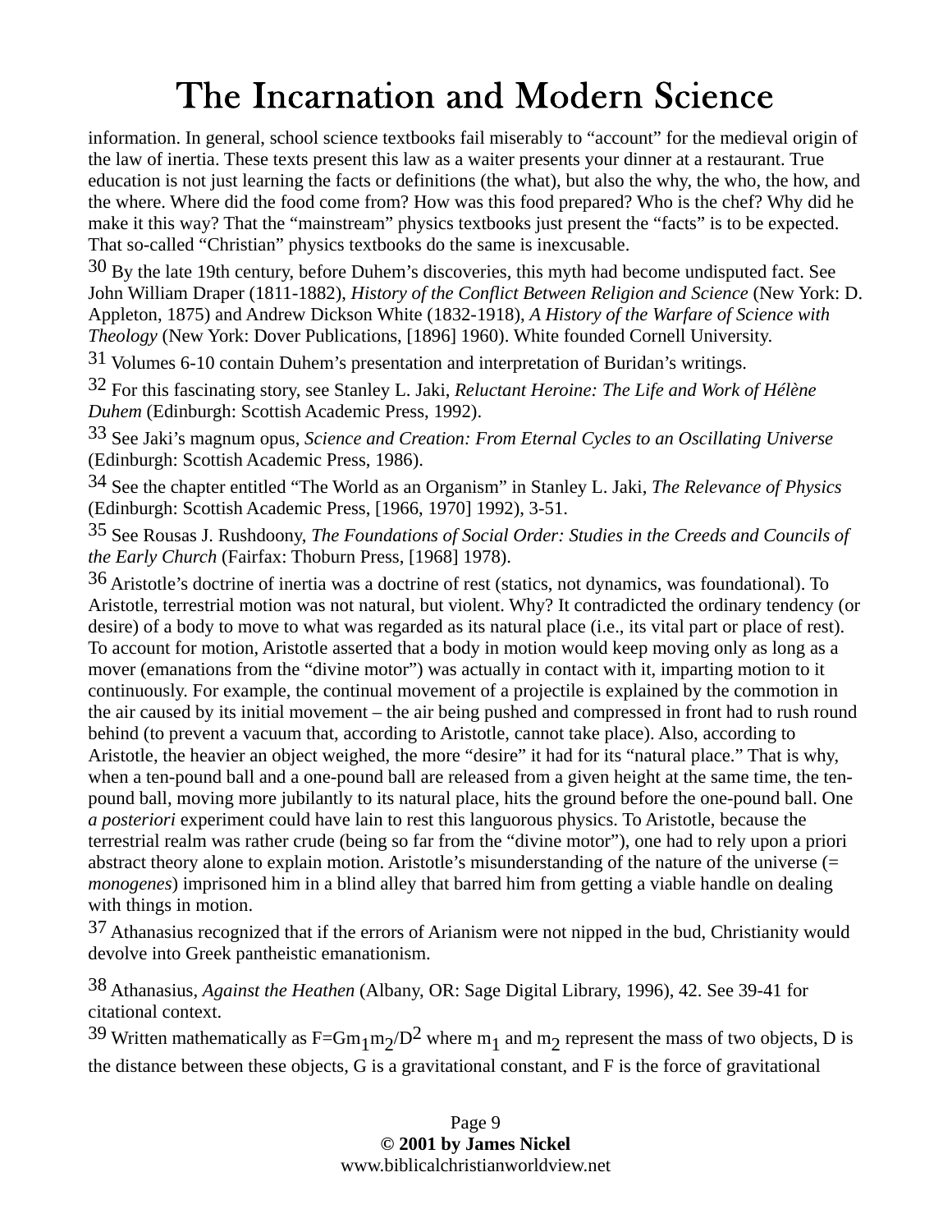information. In general, school science textbooks fail miserably to "account" for the medieval origin of the law of inertia. These texts present this law as a waiter presents your dinner at a restaurant. True education is not just learning the facts or definitions (the what), but also the why, the who, the how, and the where. Where did the food come from? How was this food prepared? Who is the chef? Why did he make it this way? That the "mainstream" physics textbooks just present the "facts" is to be expected. That so-called "Christian" physics textbooks do the same is inexcusable.

[30] By the late 19th century, before Duhem's discoveries, this myth had become undisputed fact. See John William Draper (1811-1882), *History of the Conflict Between Religion and Science* (New York: D. Appleton, 1875) and Andrew Dickson White (1832-1918), *A History of the Warfare of Science with Theology* (New York: Dover Publications, [1896] 1960). White founded Cornell University.

[31] Volumes 6-10 contain Duhem's presentation and interpretation of Buridan's writings.

[32] For this fascinating story, see Stanley L. Jaki, *Reluctant Heroine: The Life and Work of Hélène Duhem* (Edinburgh: Scottish Academic Press, 1992).

[33] See Jaki's magnum opus, *Science and Creation: From Eternal Cycles to an Oscillating Universe* (Edinburgh: Scottish Academic Press, 1986).

[34] See the chapter entitled "The World as an Organism" in Stanley L. Jaki, *The Relevance of Physics* (Edinburgh: Scottish Academic Press, [1966, 1970] 1992), 3-51.

[35] See Rousas J. Rushdoony, *The Foundations of Social Order: Studies in the Creeds and Councils of the Early Church* (Fairfax: Thoburn Press, [1968] 1978).

[36] Aristotle's doctrine of inertia was a doctrine of rest (statics, not dynamics, was foundational). To Aristotle, terrestrial motion was not natural, but violent. Why? It contradicted the ordinary tendency (or desire) of a body to move to what was regarded as its natural place (i.e., its vital part or place of rest). To account for motion, Aristotle asserted that a body in motion would keep moving only as long as a mover (emanations from the "divine motor") was actually in contact with it, imparting motion to it continuously. For example, the continual movement of a projectile is explained by the commotion in the air caused by its initial movement – the air being pushed and compressed in front had to rush round behind (to prevent a vacuum that, according to Aristotle, cannot take place). Also, according to Aristotle, the heavier an object weighed, the more "desire" it had for its "natural place." That is why, when a ten-pound ball and a one-pound ball are released from a given height at the same time, the ten-pound ball, moving more jubilantly to its natural place, hits the ground before the one-pound ball. One *a posteriori* experiment could have lain to rest this languorous physics. To Aristotle, because the terrestrial realm was rather crude (being so far from the "divine motor"), one had to rely upon a priori abstract theory alone to explain motion. Aristotle's misunderstanding of the nature of the universe (= *monogenes*) imprisoned him in a blind alley that barred him from getting a viable handle on dealing with things in motion.

[37] Athanasius recognized that if the errors of Arianism were not nipped in the bud, Christianity would devolve into Greek pantheistic emanationism.

[38] Athanasius, *Against the Heathen* (Albany, OR: Sage Digital Library, 1996), 42. See 39-41 for citational context.

[39] Written mathematically as $F=Gm_1m_2/D^2$ where $m_1$ and $m_2$ represent the mass of two objects, D is the distance between these objects, G is a gravitational constant, and F is the force of gravitational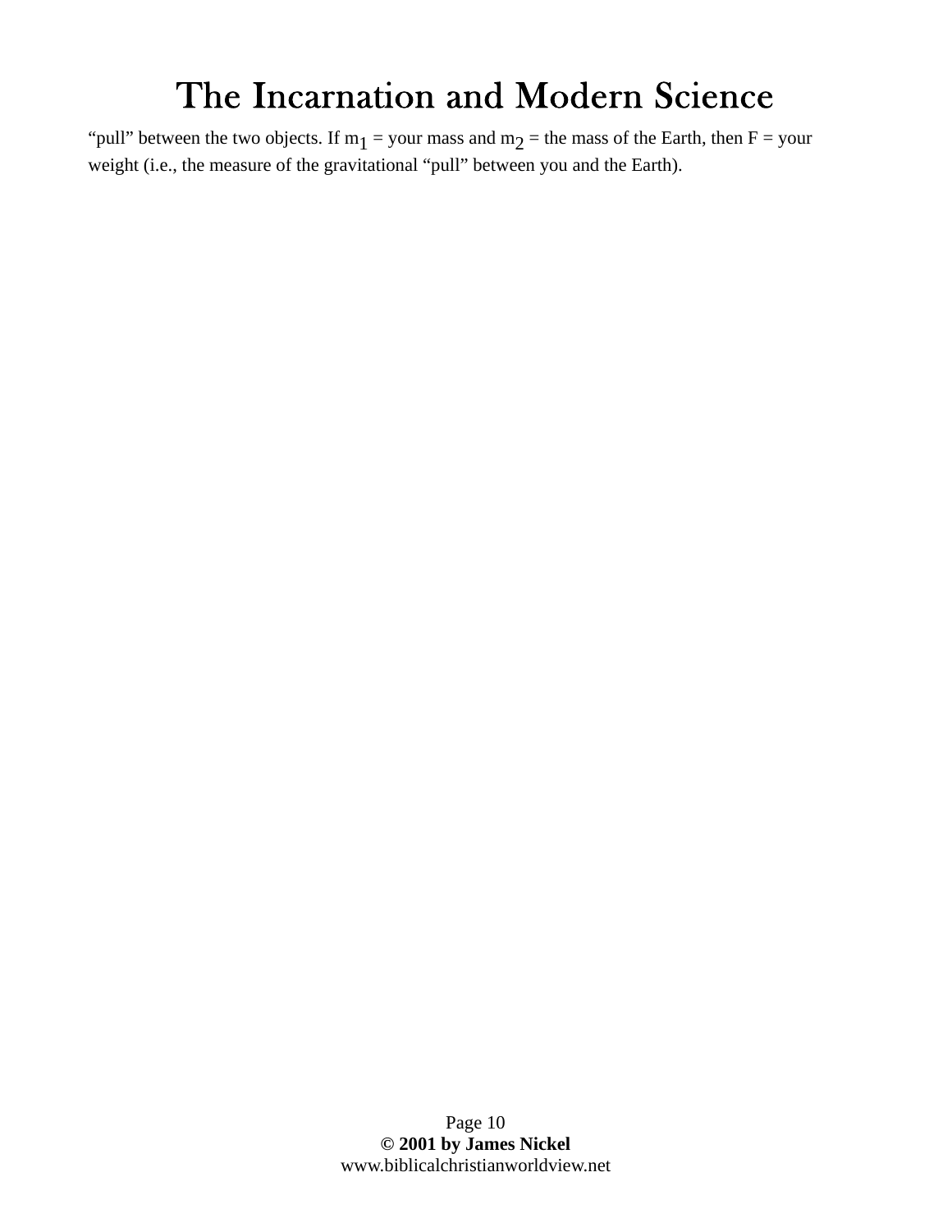"pull" between the two objects. If $m_1$ = your mass and $m_2$ = the mass of the Earth, then F = your weight (i.e., the measure of the gravitational "pull" between you and the Earth).